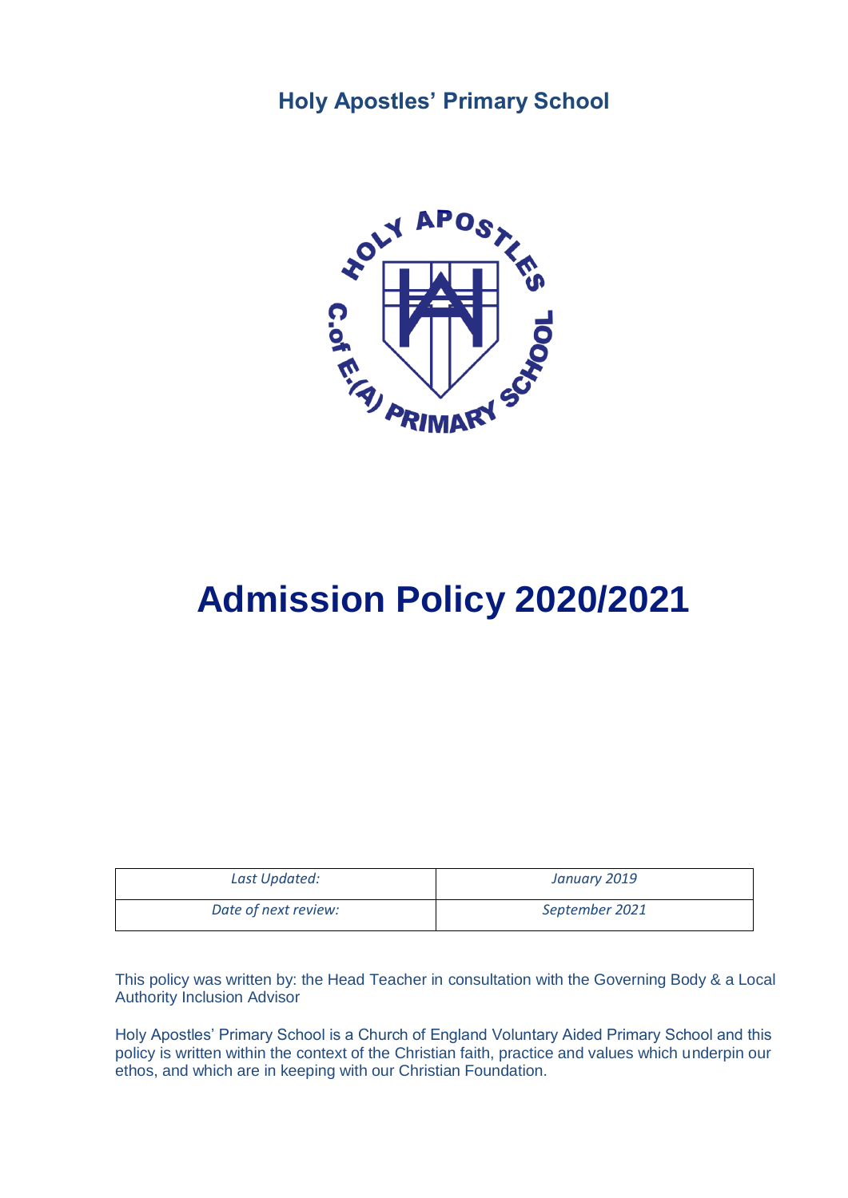**Holy Apostles' Primary School**

# Admission Policy 2020/2021

| *Last Updated:* | *January 2019* |
|---|---|
| *Date of next review:* | *September 2021* |

This policy was written by: the Head Teacher in consultation with the Governing Body & a Local Authority Inclusion Advisor

Holy Apostles' Primary School is a Church of England Voluntary Aided Primary School and this policy is written within the context of the Christian faith, practice and values which underpin our ethos, and which are in keeping with our Christian Foundation.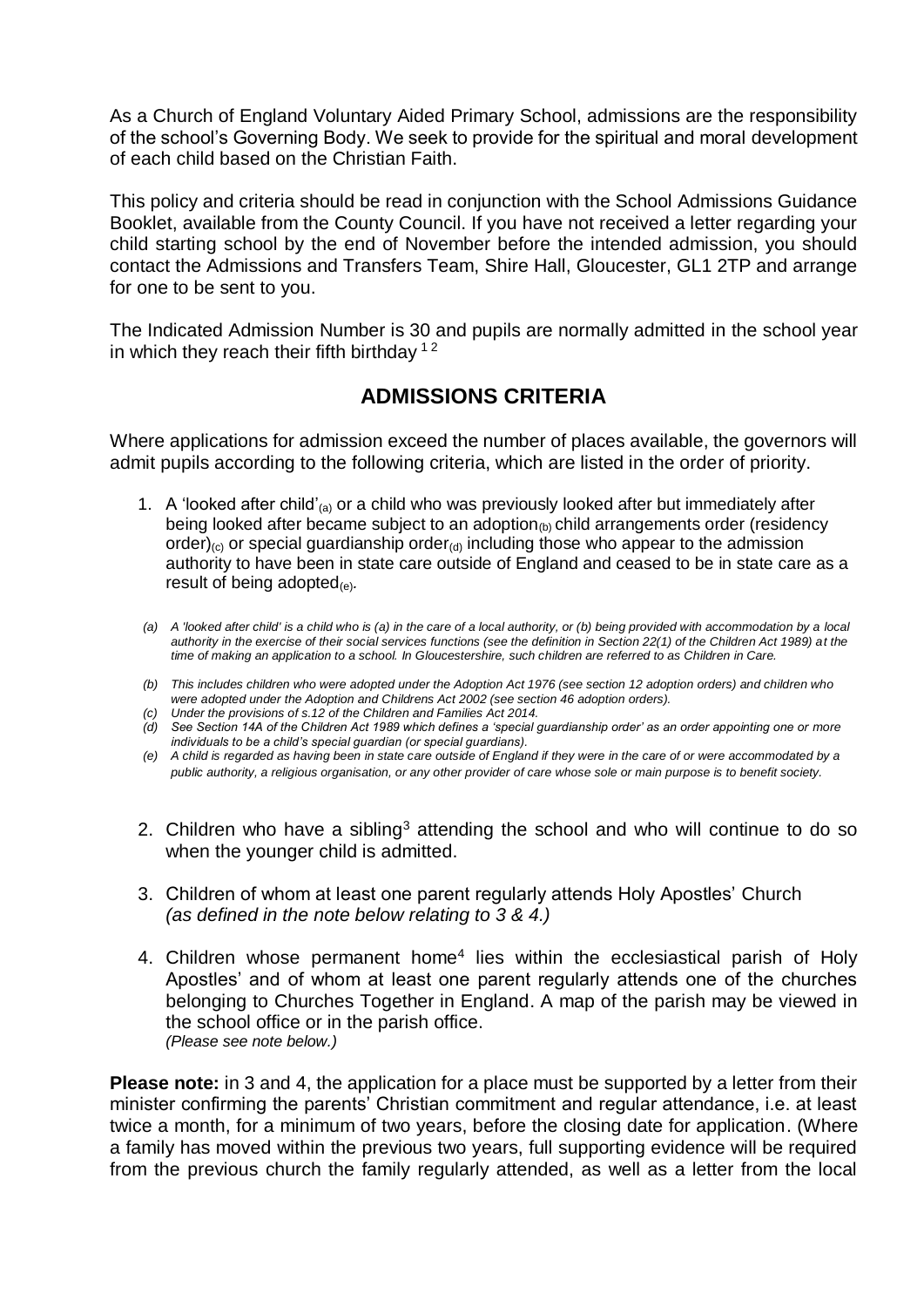As a Church of England Voluntary Aided Primary School, admissions are the responsibility of the school's Governing Body. We seek to provide for the spiritual and moral development of each child based on the Christian Faith.

This policy and criteria should be read in conjunction with the School Admissions Guidance Booklet, available from the County Council. If you have not received a letter regarding your child starting school by the end of November before the intended admission, you should contact the Admissions and Transfers Team, Shire Hall, Gloucester, GL1 2TP and arrange for one to be sent to you.

The Indicated Admission Number is 30 and pupils are normally admitted in the school year in which they reach their fifth birthday [1 2]

## ADMISSIONS CRITERIA

Where applications for admission exceed the number of places available, the governors will admit pupils according to the following criteria, which are listed in the order of priority.

1. A 'looked after child'(a) or a child who was previously looked after but immediately after being looked after became subject to an adoption(b) child arrangements order (residency order)(c) or special guardianship order(d) including those who appear to the admission authority to have been in state care outside of England and ceased to be in state care as a result of being adopted(e).

*(a) A 'looked after child' is a child who is (a) in the care of a local authority, or (b) being provided with accommodation by a local authority in the exercise of their social services functions (see the definition in Section 22(1) of the Children Act 1989) at the time of making an application to a school. In Gloucestershire, such children are referred to as Children in Care.*

*(b) This includes children who were adopted under the Adoption Act 1976 (see section 12 adoption orders) and children who were adopted under the Adoption and Childrens Act 2002 (see section 46 adoption orders).*

*(c) Under the provisions of s.12 of the Children and Families Act 2014.*

*(d) See Section 14A of the Children Act 1989 which defines a 'special guardianship order' as an order appointing one or more individuals to be a child's special guardian (or special guardians).*

*(e) A child is regarded as having been in state care outside of England if they were in the care of or were accommodated by a public authority, a religious organisation, or any other provider of care whose sole or main purpose is to benefit society.*

2. Children who have a sibling[3] attending the school and who will continue to do so when the younger child is admitted.

3. Children of whom at least one parent regularly attends Holy Apostles' Church *(as defined in the note below relating to 3 & 4.)*

4. Children whose permanent home[4] lies within the ecclesiastical parish of Holy Apostles' and of whom at least one parent regularly attends one of the churches belonging to Churches Together in England. A map of the parish may be viewed in the school office or in the parish office. *(Please see note below.)*

**Please note:** in 3 and 4, the application for a place must be supported by a letter from their minister confirming the parents' Christian commitment and regular attendance, i.e. at least twice a month, for a minimum of two years, before the closing date for application. (Where a family has moved within the previous two years, full supporting evidence will be required from the previous church the family regularly attended, as well as a letter from the local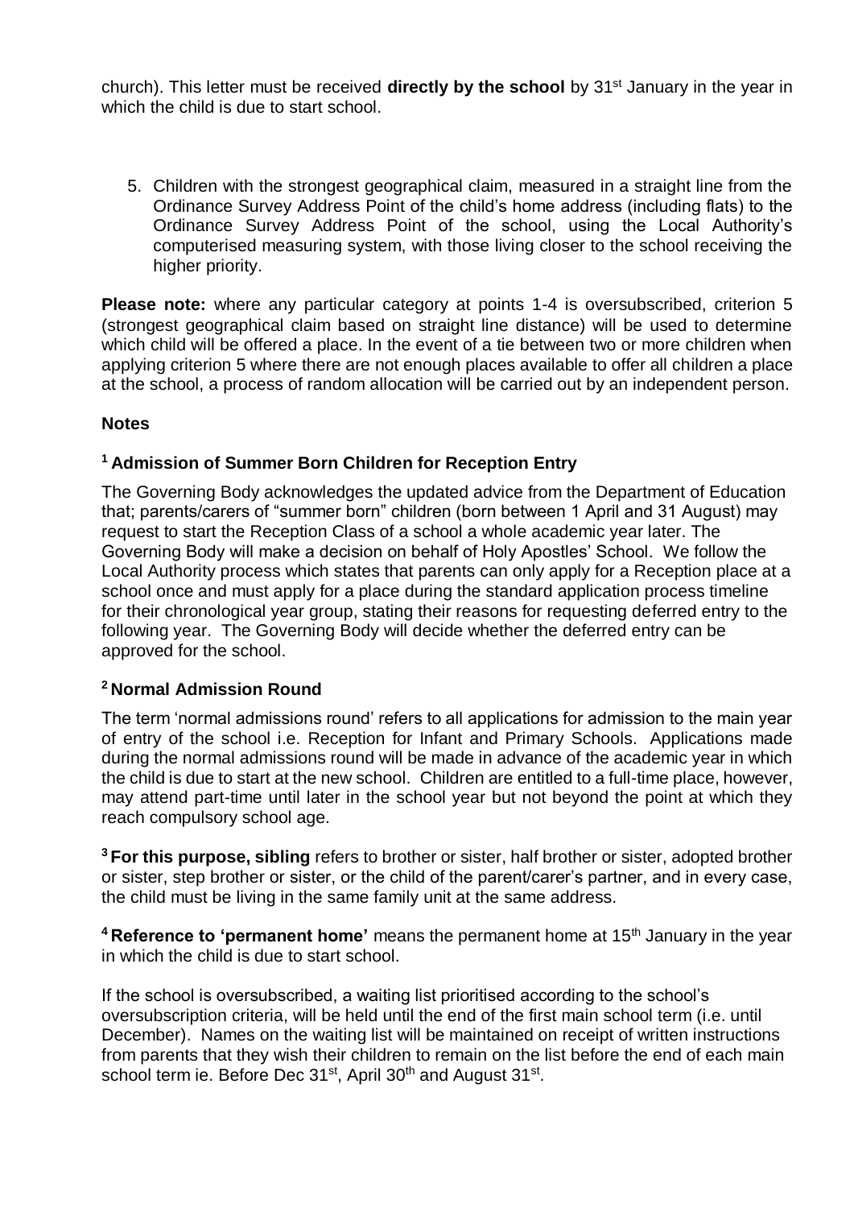church). This letter must be received **directly by the school** by 31st January in the year in which the child is due to start school.

5. Children with the strongest geographical claim, measured in a straight line from the Ordinance Survey Address Point of the child's home address (including flats) to the Ordinance Survey Address Point of the school, using the Local Authority's computerised measuring system, with those living closer to the school receiving the higher priority.

**Please note:** where any particular category at points 1-4 is oversubscribed, criterion 5 (strongest geographical claim based on straight line distance) will be used to determine which child will be offered a place. In the event of a tie between two or more children when applying criterion 5 where there are not enough places available to offer all children a place at the school, a process of random allocation will be carried out by an independent person.

**Notes**

### [1] Admission of Summer Born Children for Reception Entry

The Governing Body acknowledges the updated advice from the Department of Education that; parents/carers of "summer born" children (born between 1 April and 31 August) may request to start the Reception Class of a school a whole academic year later. The Governing Body will make a decision on behalf of Holy Apostles' School. We follow the Local Authority process which states that parents can only apply for a Reception place at a school once and must apply for a place during the standard application process timeline for their chronological year group, stating their reasons for requesting deferred entry to the following year. The Governing Body will decide whether the deferred entry can be approved for the school.

### [2] Normal Admission Round

The term 'normal admissions round' refers to all applications for admission to the main year of entry of the school i.e. Reception for Infant and Primary Schools. Applications made during the normal admissions round will be made in advance of the academic year in which the child is due to start at the new school. Children are entitled to a full-time place, however, may attend part-time until later in the school year but not beyond the point at which they reach compulsory school age.

[3] **For this purpose, sibling** refers to brother or sister, half brother or sister, adopted brother or sister, step brother or sister, or the child of the parent/carer's partner, and in every case, the child must be living in the same family unit at the same address.

[4] **Reference to 'permanent home'** means the permanent home at 15th January in the year in which the child is due to start school.

If the school is oversubscribed, a waiting list prioritised according to the school's oversubscription criteria, will be held until the end of the first main school term (i.e. until December). Names on the waiting list will be maintained on receipt of written instructions from parents that they wish their children to remain on the list before the end of each main school term ie. Before Dec 31st, April 30th and August 31st.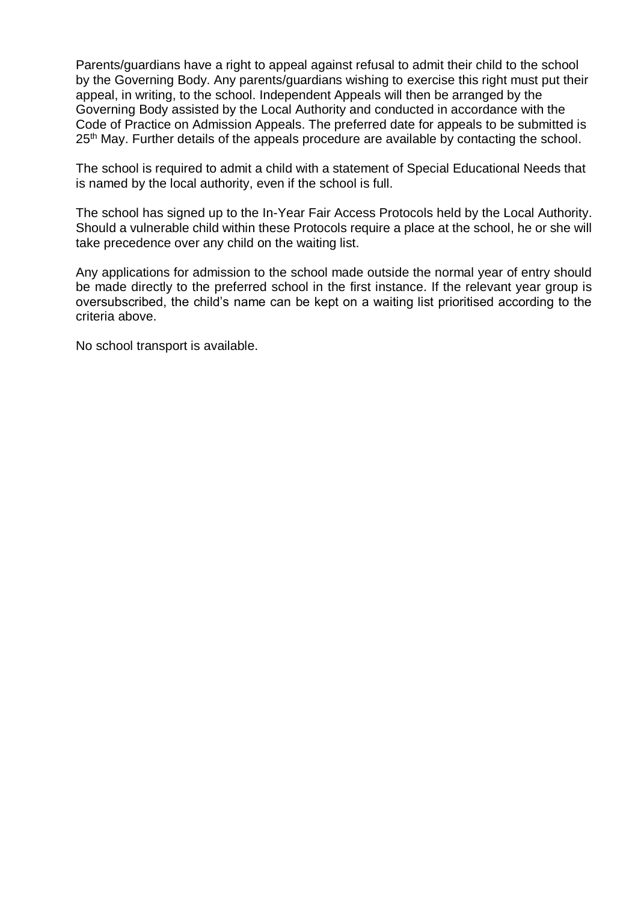Parents/guardians have a right to appeal against refusal to admit their child to the school by the Governing Body. Any parents/guardians wishing to exercise this right must put their appeal, in writing, to the school. Independent Appeals will then be arranged by the Governing Body assisted by the Local Authority and conducted in accordance with the Code of Practice on Admission Appeals. The preferred date for appeals to be submitted is 25th May. Further details of the appeals procedure are available by contacting the school.

The school is required to admit a child with a statement of Special Educational Needs that is named by the local authority, even if the school is full.

The school has signed up to the In-Year Fair Access Protocols held by the Local Authority. Should a vulnerable child within these Protocols require a place at the school, he or she will take precedence over any child on the waiting list.

Any applications for admission to the school made outside the normal year of entry should be made directly to the preferred school in the first instance. If the relevant year group is oversubscribed, the child's name can be kept on a waiting list prioritised according to the criteria above.

No school transport is available.